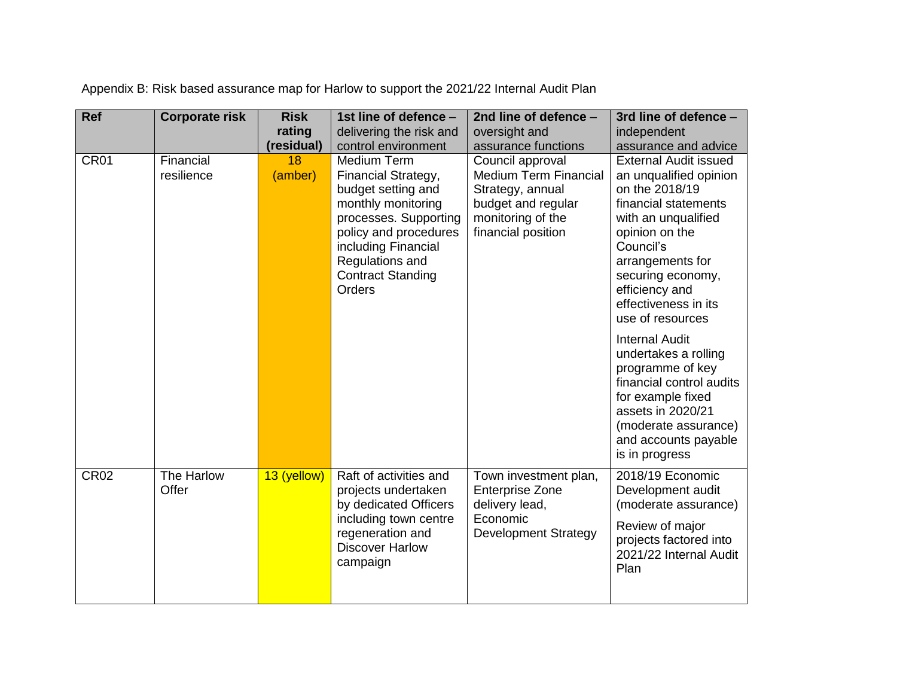Appendix B: Risk based assurance map for Harlow to support the 2021/22 Internal Audit Plan

| Ref | Corporate risk | Risk rating (residual) | 1st line of defence – delivering the risk and control environment | 2nd line of defence – oversight and assurance functions | 3rd line of defence – independent assurance and advice |
| --- | --- | --- | --- | --- | --- |
| CR01 | Financial resilience | 18 (amber) | Medium Term Financial Strategy, budget setting and monthly monitoring processes. Supporting policy and procedures including Financial Regulations and Contract Standing Orders | Council approval Medium Term Financial Strategy, annual budget and regular monitoring of the financial position | External Audit issued an unqualified opinion on the 2018/19 financial statements with an unqualified opinion on the Council's arrangements for securing economy, efficiency and effectiveness in its use of resources<br><br>Internal Audit undertakes a rolling programme of key financial control audits for example fixed assets in 2020/21 (moderate assurance) and accounts payable is in progress |
| CR02 | The Harlow Offer | 13 (yellow) | Raft of activities and projects undertaken by dedicated Officers including town centre regeneration and Discover Harlow campaign | Town investment plan, Enterprise Zone delivery lead, Economic Development Strategy | 2018/19 Economic Development audit (moderate assurance)<br><br>Review of major projects factored into 2021/22 Internal Audit Plan |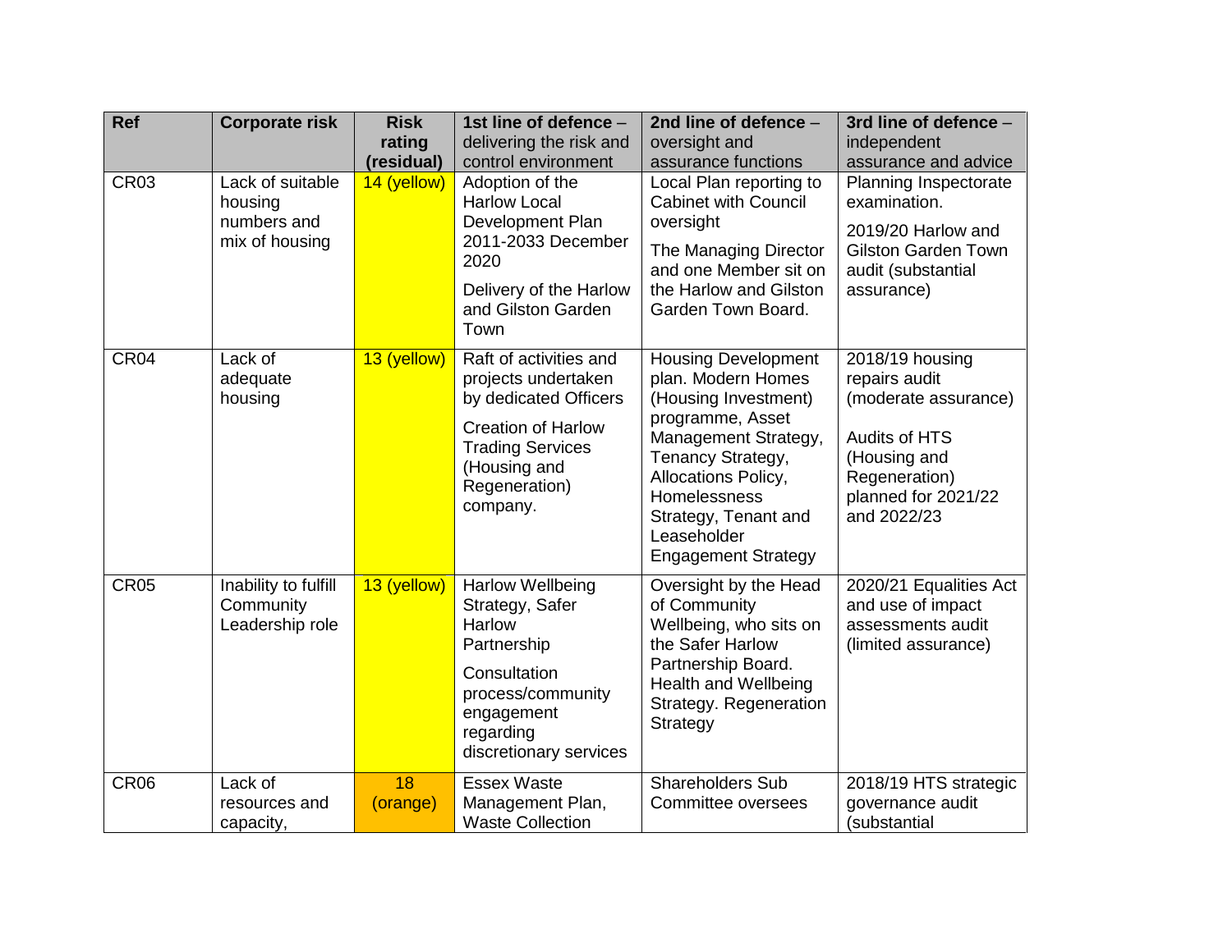| Ref | Corporate risk | Risk rating (residual) | 1st line of defence – delivering the risk and control environment | 2nd line of defence – oversight and assurance functions | 3rd line of defence – independent assurance and advice |
|---|---|---|---|---|---|
| CR03 | Lack of suitable housing numbers and mix of housing | 14 (yellow) | Adoption of the Harlow Local Development Plan 2011-2033 December 2020<br><br>Delivery of the Harlow and Gilston Garden Town | Local Plan reporting to Cabinet with Council oversight<br><br>The Managing Director and one Member sit on the Harlow and Gilston Garden Town Board. | Planning Inspectorate examination.<br><br>2019/20 Harlow and Gilston Garden Town audit (substantial assurance) |
| CR04 | Lack of adequate housing | 13 (yellow) | Raft of activities and projects undertaken by dedicated Officers<br><br>Creation of Harlow Trading Services (Housing and Regeneration) company. | Housing Development plan. Modern Homes (Housing Investment) programme, Asset Management Strategy, Tenancy Strategy, Allocations Policy, Homelessness Strategy, Tenant and Leaseholder Engagement Strategy | 2018/19 housing repairs audit (moderate assurance)<br><br>Audits of HTS (Housing and Regeneration) planned for 2021/22 and 2022/23 |
| CR05 | Inability to fulfill Community Leadership role | 13 (yellow) | Harlow Wellbeing Strategy, Safer Harlow Partnership<br><br>Consultation process/community engagement regarding discretionary services | Oversight by the Head of Community Wellbeing, who sits on the Safer Harlow Partnership Board. Health and Wellbeing Strategy. Regeneration Strategy | 2020/21 Equalities Act and use of impact assessments audit (limited assurance) |
| CR06 | Lack of resources and capacity, | 18 (orange) | Essex Waste Management Plan, Waste Collection | Shareholders Sub Committee oversees | 2018/19 HTS strategic governance audit (substantial |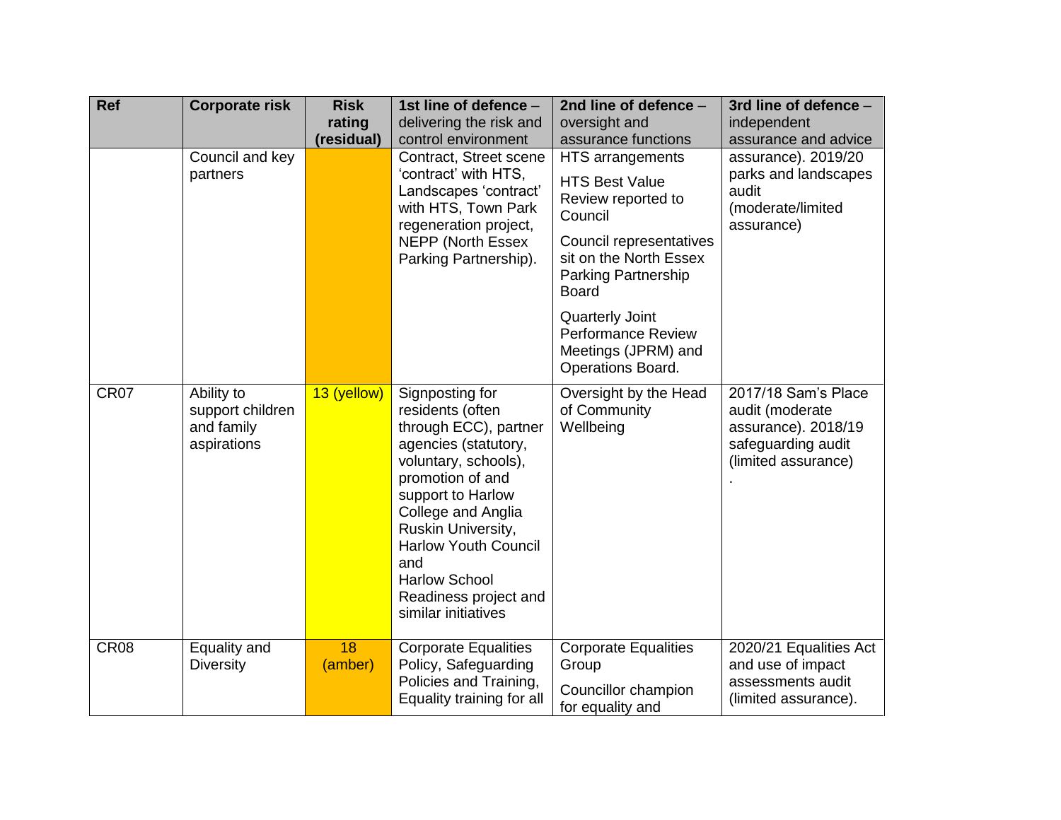| Ref | Corporate risk | Risk rating (residual) | 1st line of defence – delivering the risk and control environment | 2nd line of defence – oversight and assurance functions | 3rd line of defence – independent assurance and advice |
|---|---|---|---|---|---|
| | Council and key partners | | Contract, Street scene 'contract' with HTS, Landscapes 'contract' with HTS, Town Park regeneration project, NEPP (North Essex Parking Partnership). | HTS arrangements<br><br>HTS Best Value Review reported to Council<br><br>Council representatives sit on the North Essex Parking Partnership Board<br><br>Quarterly Joint Performance Review Meetings (JPRM) and Operations Board. | assurance). 2019/20 parks and landscapes audit (moderate/limited assurance) |
| CR07 | Ability to support children and family aspirations | 13 (yellow) | Signposting for residents (often through ECC), partner agencies (statutory, voluntary, schools), promotion of and support to Harlow College and Anglia Ruskin University, Harlow Youth Council and<br>Harlow School Readiness project and similar initiatives | Oversight by the Head of Community Wellbeing | 2017/18 Sam's Place audit (moderate assurance). 2018/19 safeguarding audit (limited assurance)<br>. |
| CR08 | Equality and Diversity | 18 (amber) | Corporate Equalities Policy, Safeguarding Policies and Training, Equality training for all | Corporate Equalities Group<br><br>Councillor champion for equality and | 2020/21 Equalities Act and use of impact assessments audit (limited assurance). |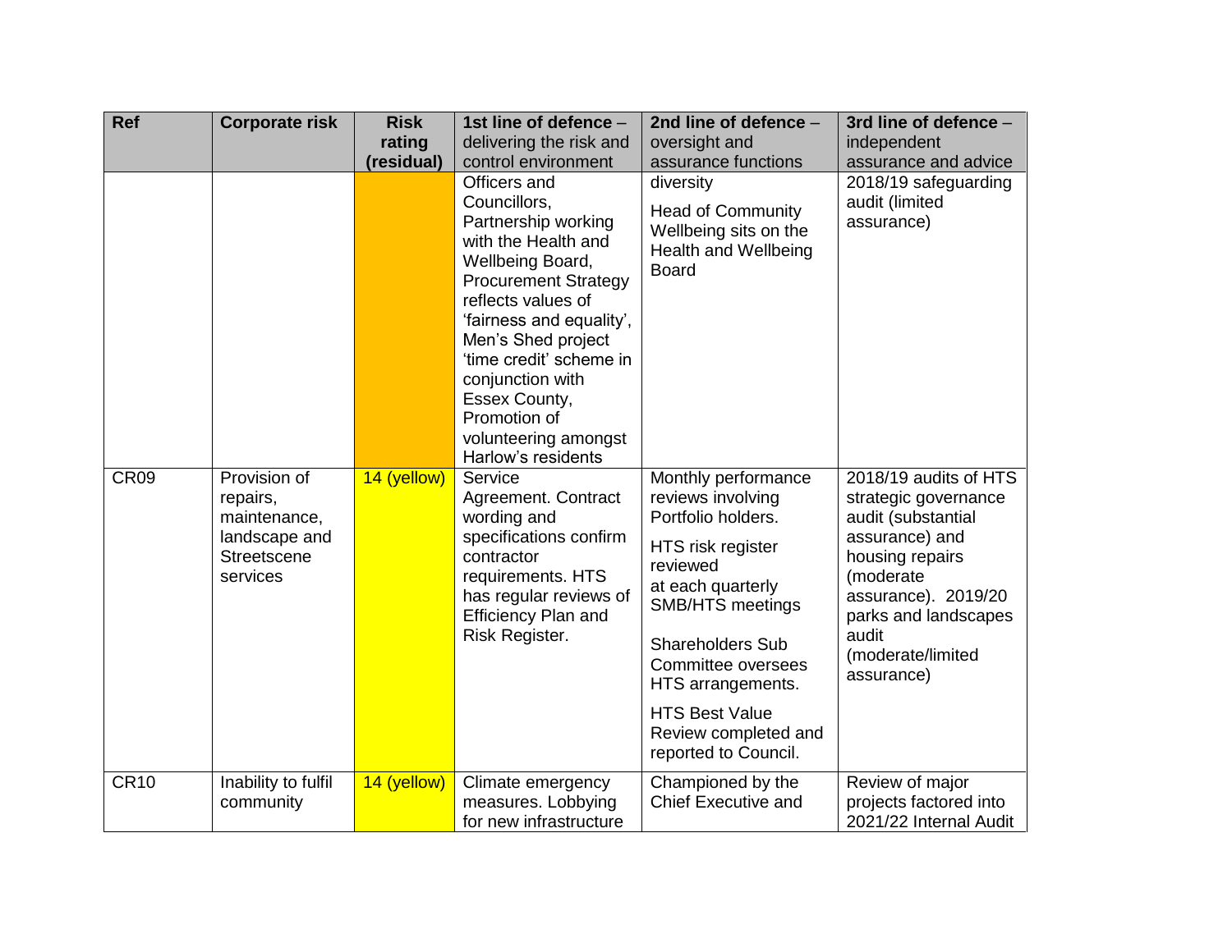| Ref | Corporate risk | Risk rating (residual) | 1st line of defence – delivering the risk and control environment | 2nd line of defence – oversight and assurance functions | 3rd line of defence – independent assurance and advice |
|---|---|---|---|---|---|
| | | | Officers and Councillors, Partnership working with the Health and Wellbeing Board, Procurement Strategy reflects values of 'fairness and equality', Men's Shed project 'time credit' scheme in conjunction with Essex County, Promotion of volunteering amongst Harlow's residents | diversity<br><br>Head of Community Wellbeing sits on the Health and Wellbeing Board | 2018/19 safeguarding audit (limited assurance) |
| CR09 | Provision of repairs, maintenance, landscape and Streetscene services | 14 (yellow) | Service Agreement. Contract wording and specifications confirm contractor requirements. HTS has regular reviews of Efficiency Plan and Risk Register. | Monthly performance reviews involving Portfolio holders.<br><br>HTS risk register reviewed at each quarterly SMB/HTS meetings<br><br>Shareholders Sub Committee oversees HTS arrangements.<br><br>HTS Best Value Review completed and reported to Council. | 2018/19 audits of HTS strategic governance audit (substantial assurance) and housing repairs (moderate assurance). 2019/20 parks and landscapes audit (moderate/limited assurance) |
| CR10 | Inability to fulfil community | 14 (yellow) | Climate emergency measures. Lobbying for new infrastructure | Championed by the Chief Executive and | Review of major projects factored into 2021/22 Internal Audit |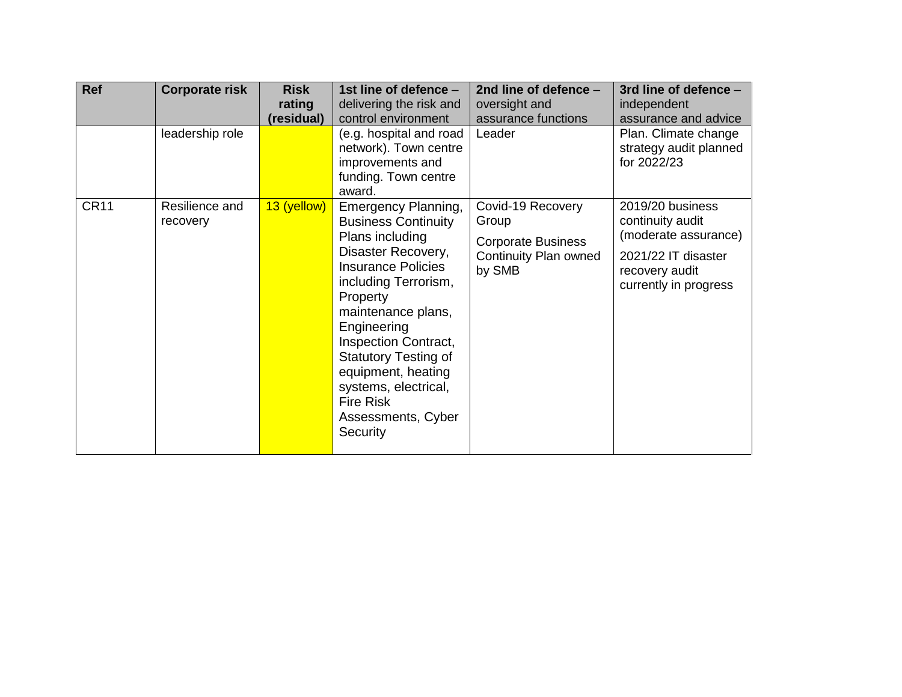| Ref | Corporate risk | Risk rating (residual) | 1st line of defence – delivering the risk and control environment | 2nd line of defence – oversight and assurance functions | 3rd line of defence – independent assurance and advice |
|---|---|---|---|---|---|
| | leadership role | | (e.g. hospital and road network). Town centre improvements and funding. Town centre award. | Leader | Plan. Climate change strategy audit planned for 2022/23 |
| CR11 | Resilience and recovery | 13 (yellow) | Emergency Planning, Business Continuity Plans including Disaster Recovery, Insurance Policies including Terrorism, Property maintenance plans, Engineering Inspection Contract, Statutory Testing of equipment, heating systems, electrical, Fire Risk Assessments, Cyber Security | Covid-19 Recovery Group<br><br>Corporate Business Continuity Plan owned by SMB | 2019/20 business continuity audit (moderate assurance)<br><br>2021/22 IT disaster recovery audit currently in progress |